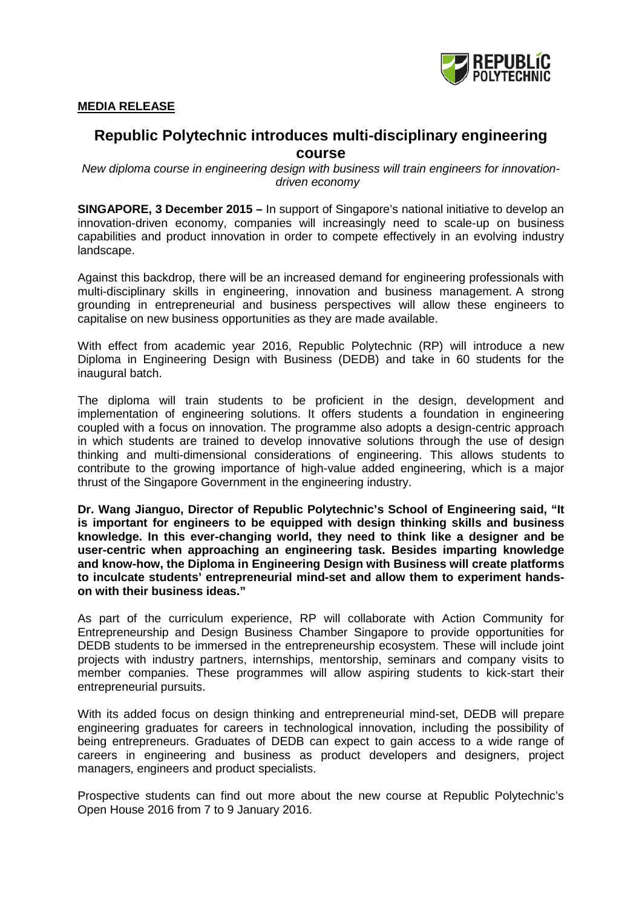**MEDIA RELEASE**

# Republic Polytechnic introduces multi-disciplinary engineering course

*New diploma course in engineering design with business will train engineers for innovation-driven economy*

**SINGAPORE, 3 December 2015 –** In support of Singapore's national initiative to develop an innovation-driven economy, companies will increasingly need to scale-up on business capabilities and product innovation in order to compete effectively in an evolving industry landscape.

Against this backdrop, there will be an increased demand for engineering professionals with multi-disciplinary skills in engineering, innovation and business management. A strong grounding in entrepreneurial and business perspectives will allow these engineers to capitalise on new business opportunities as they are made available.

With effect from academic year 2016, Republic Polytechnic (RP) will introduce a new Diploma in Engineering Design with Business (DEDB) and take in 60 students for the inaugural batch.

The diploma will train students to be proficient in the design, development and implementation of engineering solutions. It offers students a foundation in engineering coupled with a focus on innovation. The programme also adopts a design-centric approach in which students are trained to develop innovative solutions through the use of design thinking and multi-dimensional considerations of engineering. This allows students to contribute to the growing importance of high-value added engineering, which is a major thrust of the Singapore Government in the engineering industry.

**Dr. Wang Jianguo, Director of Republic Polytechnic's School of Engineering said, "It is important for engineers to be equipped with design thinking skills and business knowledge. In this ever-changing world, they need to think like a designer and be user-centric when approaching an engineering task. Besides imparting knowledge and know-how, the Diploma in Engineering Design with Business will create platforms to inculcate students' entrepreneurial mind-set and allow them to experiment hands-on with their business ideas."**

As part of the curriculum experience, RP will collaborate with Action Community for Entrepreneurship and Design Business Chamber Singapore to provide opportunities for DEDB students to be immersed in the entrepreneurship ecosystem. These will include joint projects with industry partners, internships, mentorship, seminars and company visits to member companies. These programmes will allow aspiring students to kick-start their entrepreneurial pursuits.

With its added focus on design thinking and entrepreneurial mind-set, DEDB will prepare engineering graduates for careers in technological innovation, including the possibility of being entrepreneurs. Graduates of DEDB can expect to gain access to a wide range of careers in engineering and business as product developers and designers, project managers, engineers and product specialists.

Prospective students can find out more about the new course at Republic Polytechnic's Open House 2016 from 7 to 9 January 2016.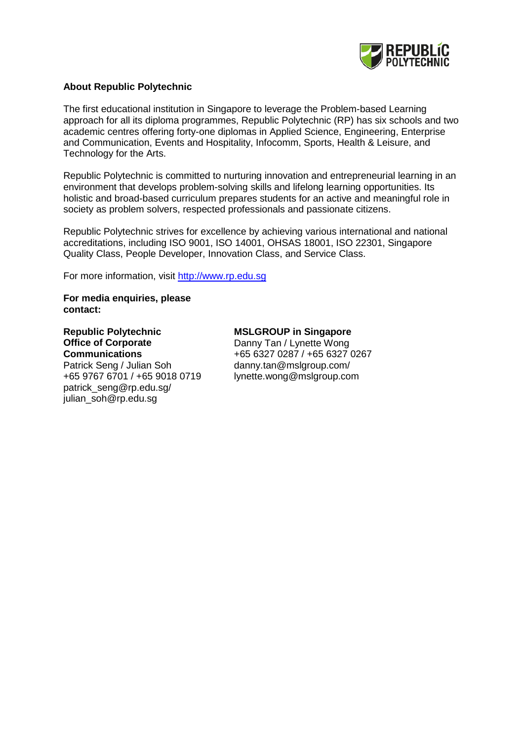**About Republic Polytechnic**

The first educational institution in Singapore to leverage the Problem-based Learning approach for all its diploma programmes, Republic Polytechnic (RP) has six schools and two academic centres offering forty-one diplomas in Applied Science, Engineering, Enterprise and Communication, Events and Hospitality, Infocomm, Sports, Health & Leisure, and Technology for the Arts.

Republic Polytechnic is committed to nurturing innovation and entrepreneurial learning in an environment that develops problem-solving skills and lifelong learning opportunities. Its holistic and broad-based curriculum prepares students for an active and meaningful role in society as problem solvers, respected professionals and passionate citizens.

Republic Polytechnic strives for excellence by achieving various international and national accreditations, including ISO 9001, ISO 14001, OHSAS 18001, ISO 22301, Singapore Quality Class, People Developer, Innovation Class, and Service Class.

For more information, visit http://www.rp.edu.sg

**For media enquiries, please contact:**

**Republic Polytechnic Office of Corporate Communications**
Patrick Seng / Julian Soh
+65 9767 6701 / +65 9018 0719
patrick_seng@rp.edu.sg/
julian_soh@rp.edu.sg

**MSLGROUP in Singapore**
Danny Tan / Lynette Wong
+65 6327 0287 / +65 6327 0267
danny.tan@mslgroup.com/
lynette.wong@mslgroup.com